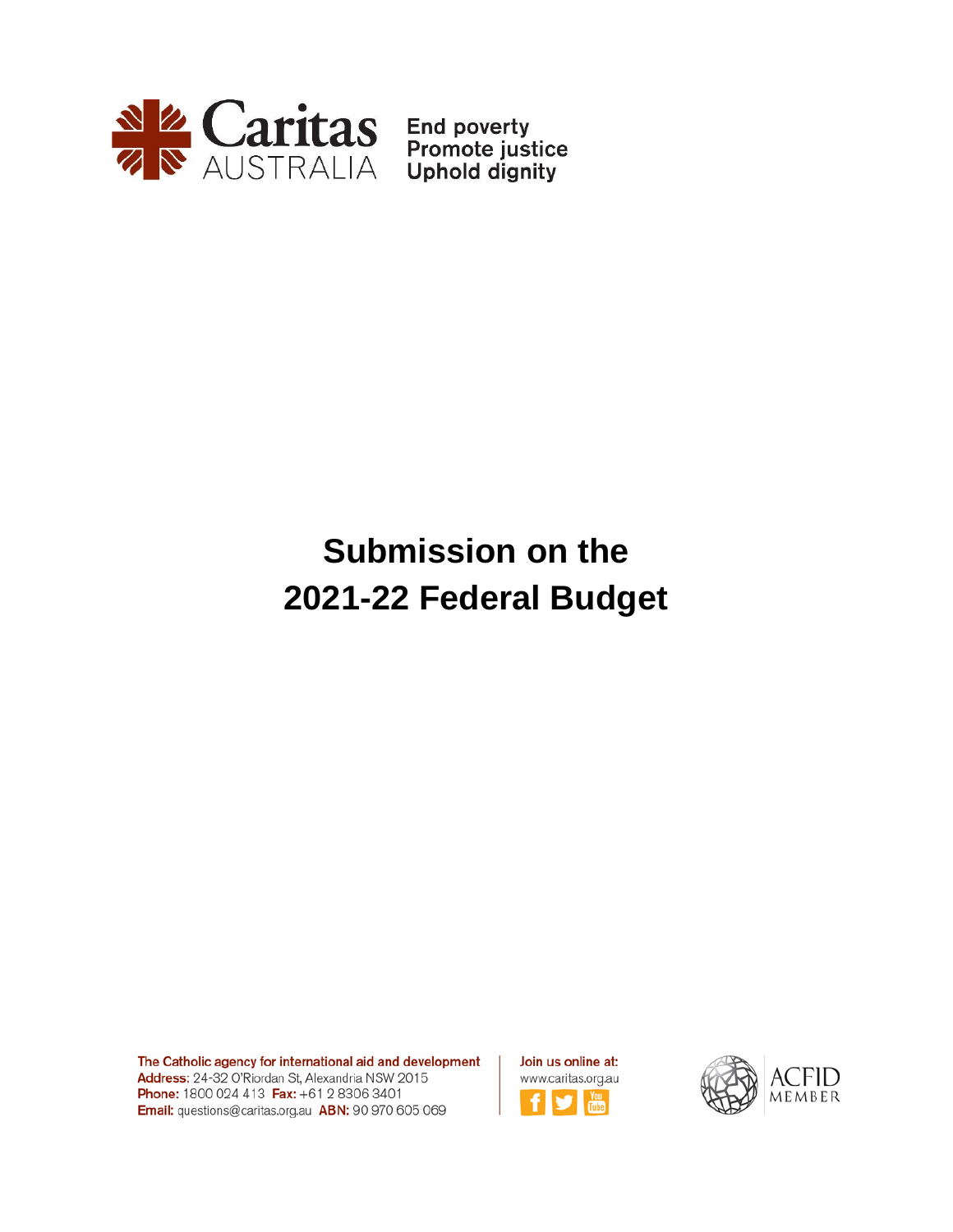Caritas AUSTRALIA

End poverty
Promote justice
Uphold dignity

# Submission on the 2021-22 Federal Budget

The Catholic agency for international aid and development
**Address:** 24-32 O'Riordan St, Alexandria NSW 2015
**Phone:** 1800 024 413 **Fax:** +61 2 8306 3401
**Email:** questions@caritas.org.au **ABN:** 90 970 605 069

Join us online at:
www.caritas.org.au

ACFID MEMBER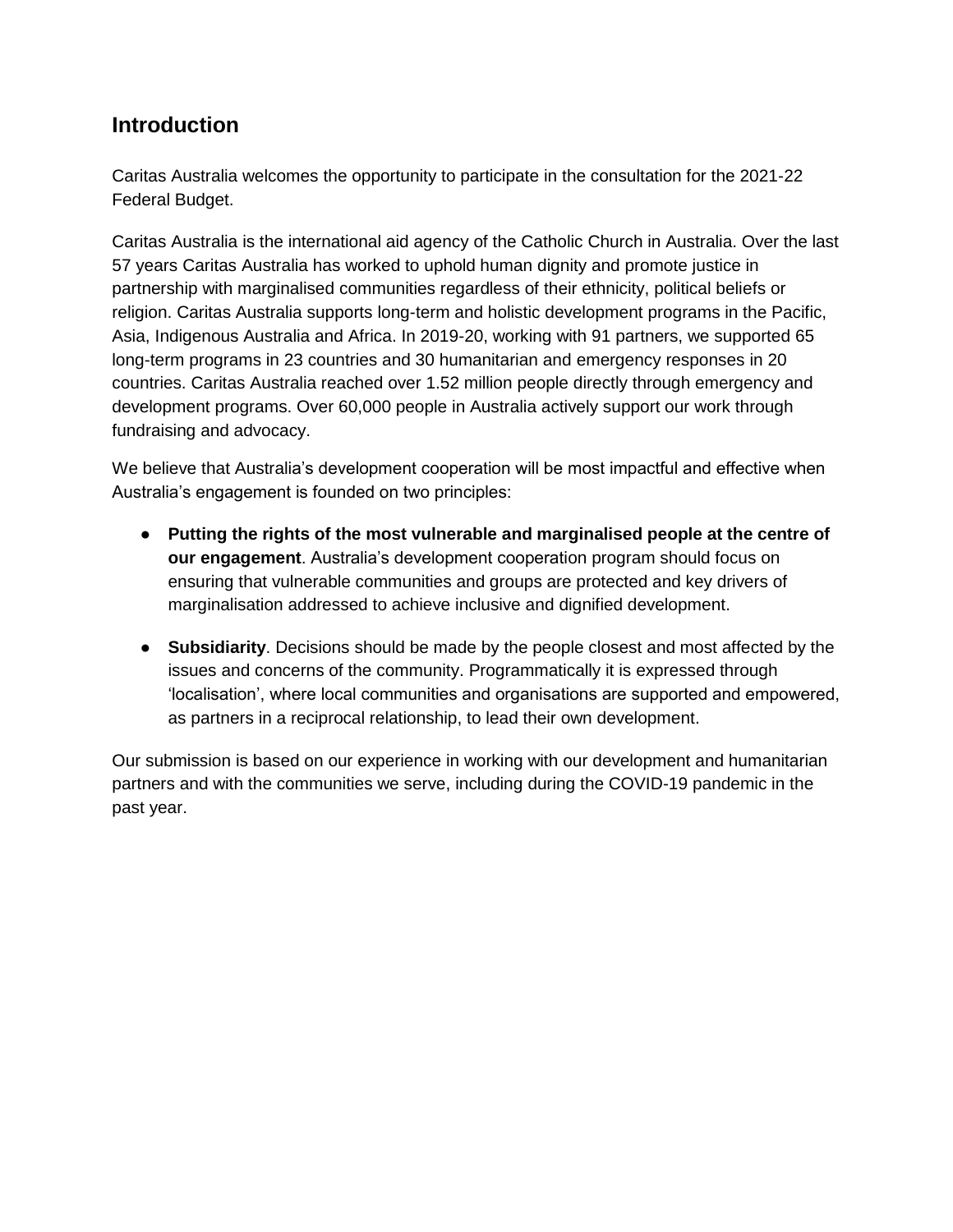## Introduction

Caritas Australia welcomes the opportunity to participate in the consultation for the 2021-22 Federal Budget.

Caritas Australia is the international aid agency of the Catholic Church in Australia. Over the last 57 years Caritas Australia has worked to uphold human dignity and promote justice in partnership with marginalised communities regardless of their ethnicity, political beliefs or religion. Caritas Australia supports long-term and holistic development programs in the Pacific, Asia, Indigenous Australia and Africa. In 2019-20, working with 91 partners, we supported 65 long-term programs in 23 countries and 30 humanitarian and emergency responses in 20 countries. Caritas Australia reached over 1.52 million people directly through emergency and development programs. Over 60,000 people in Australia actively support our work through fundraising and advocacy.

We believe that Australia's development cooperation will be most impactful and effective when Australia's engagement is founded on two principles:

- **Putting the rights of the most vulnerable and marginalised people at the centre of our engagement**. Australia's development cooperation program should focus on ensuring that vulnerable communities and groups are protected and key drivers of marginalisation addressed to achieve inclusive and dignified development.
- **Subsidiarity**. Decisions should be made by the people closest and most affected by the issues and concerns of the community. Programmatically it is expressed through 'localisation', where local communities and organisations are supported and empowered, as partners in a reciprocal relationship, to lead their own development.

Our submission is based on our experience in working with our development and humanitarian partners and with the communities we serve, including during the COVID-19 pandemic in the past year.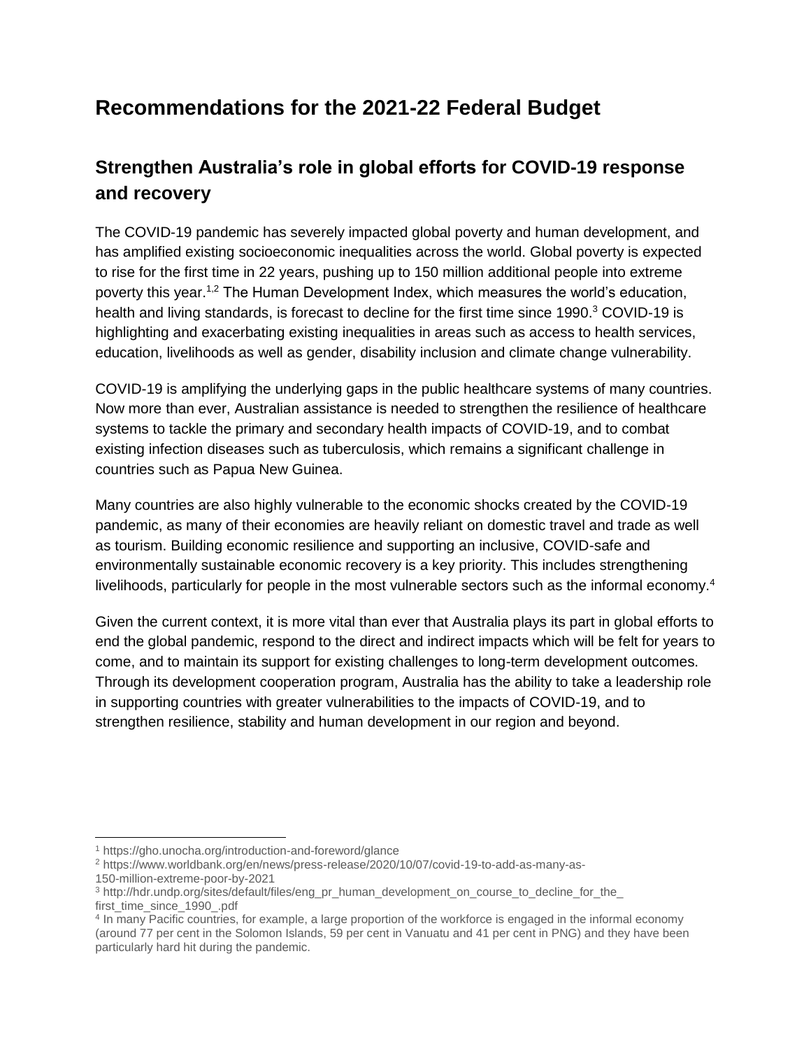# Recommendations for the 2021-22 Federal Budget

## Strengthen Australia's role in global efforts for COVID-19 response and recovery

The COVID-19 pandemic has severely impacted global poverty and human development, and has amplified existing socioeconomic inequalities across the world. Global poverty is expected to rise for the first time in 22 years, pushing up to 150 million additional people into extreme poverty this year.[1,2] The Human Development Index, which measures the world's education, health and living standards, is forecast to decline for the first time since 1990.[3] COVID-19 is highlighting and exacerbating existing inequalities in areas such as access to health services, education, livelihoods as well as gender, disability inclusion and climate change vulnerability.

COVID-19 is amplifying the underlying gaps in the public healthcare systems of many countries. Now more than ever, Australian assistance is needed to strengthen the resilience of healthcare systems to tackle the primary and secondary health impacts of COVID-19, and to combat existing infection diseases such as tuberculosis, which remains a significant challenge in countries such as Papua New Guinea.

Many countries are also highly vulnerable to the economic shocks created by the COVID-19 pandemic, as many of their economies are heavily reliant on domestic travel and trade as well as tourism. Building economic resilience and supporting an inclusive, COVID-safe and environmentally sustainable economic recovery is a key priority. This includes strengthening livelihoods, particularly for people in the most vulnerable sectors such as the informal economy.[4]

Given the current context, it is more vital than ever that Australia plays its part in global efforts to end the global pandemic, respond to the direct and indirect impacts which will be felt for years to come, and to maintain its support for existing challenges to long-term development outcomes. Through its development cooperation program, Australia has the ability to take a leadership role in supporting countries with greater vulnerabilities to the impacts of COVID-19, and to strengthen resilience, stability and human development in our region and beyond.

---

[1] https://gho.unocha.org/introduction-and-foreword/glance

[2] https://www.worldbank.org/en/news/press-release/2020/10/07/covid-19-to-add-as-many-as-150-million-extreme-poor-by-2021

[3] http://hdr.undp.org/sites/default/files/eng_pr_human_development_on_course_to_decline_for_the_first_time_since_1990_.pdf

[4] In many Pacific countries, for example, a large proportion of the workforce is engaged in the informal economy (around 77 per cent in the Solomon Islands, 59 per cent in Vanuatu and 41 per cent in PNG) and they have been particularly hard hit during the pandemic.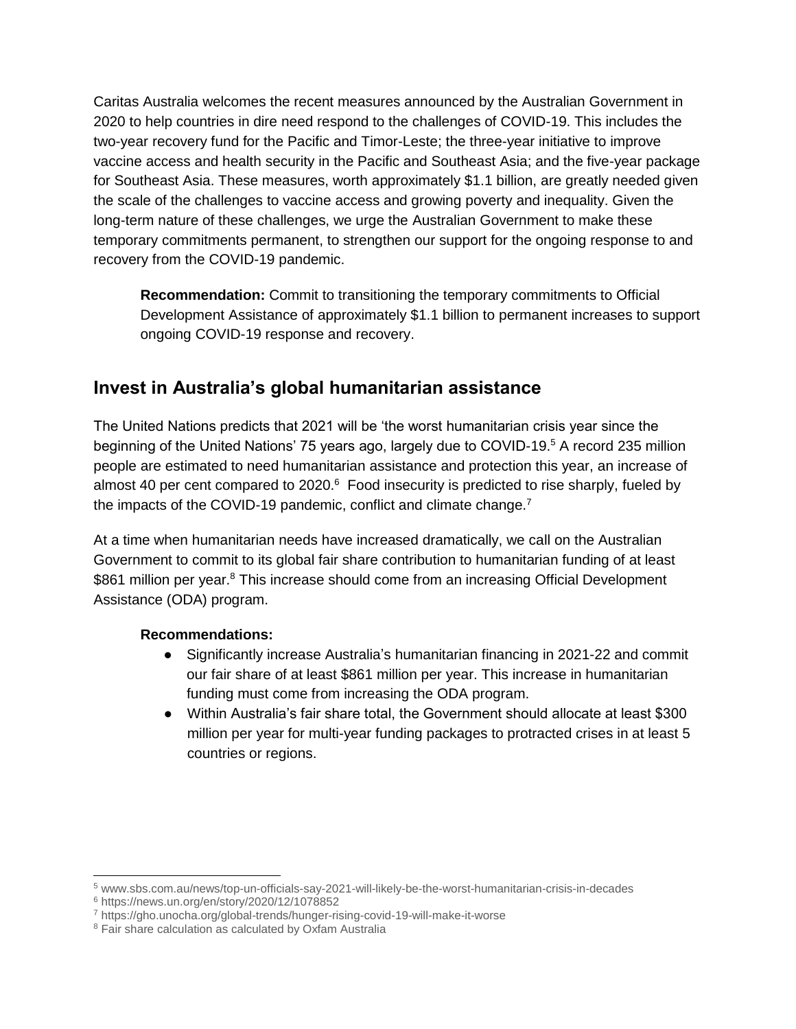Caritas Australia welcomes the recent measures announced by the Australian Government in 2020 to help countries in dire need respond to the challenges of COVID-19. This includes the two-year recovery fund for the Pacific and Timor-Leste; the three-year initiative to improve vaccine access and health security in the Pacific and Southeast Asia; and the five-year package for Southeast Asia. These measures, worth approximately $1.1 billion, are greatly needed given the scale of the challenges to vaccine access and growing poverty and inequality. Given the long-term nature of these challenges, we urge the Australian Government to make these temporary commitments permanent, to strengthen our support for the ongoing response to and recovery from the COVID-19 pandemic.

> **Recommendation:** Commit to transitioning the temporary commitments to Official Development Assistance of approximately $1.1 billion to permanent increases to support ongoing COVID-19 response and recovery.

## Invest in Australia's global humanitarian assistance

The United Nations predicts that 2021 will be 'the worst humanitarian crisis year since the beginning of the United Nations' 75 years ago, largely due to COVID-19.[5] A record 235 million people are estimated to need humanitarian assistance and protection this year, an increase of almost 40 per cent compared to 2020.[6] Food insecurity is predicted to rise sharply, fueled by the impacts of the COVID-19 pandemic, conflict and climate change.[7]

At a time when humanitarian needs have increased dramatically, we call on the Australian Government to commit to its global fair share contribution to humanitarian funding of at least $861 million per year.[8] This increase should come from an increasing Official Development Assistance (ODA) program.

**Recommendations:**

- Significantly increase Australia's humanitarian financing in 2021-22 and commit our fair share of at least $861 million per year. This increase in humanitarian funding must come from increasing the ODA program.
- Within Australia's fair share total, the Government should allocate at least $300 million per year for multi-year funding packages to protracted crises in at least 5 countries or regions.

---

[5] www.sbs.com.au/news/top-un-officials-say-2021-will-likely-be-the-worst-humanitarian-crisis-in-decades

[6] https://news.un.org/en/story/2020/12/1078852

[7] https://gho.unocha.org/global-trends/hunger-rising-covid-19-will-make-it-worse

[8] Fair share calculation as calculated by Oxfam Australia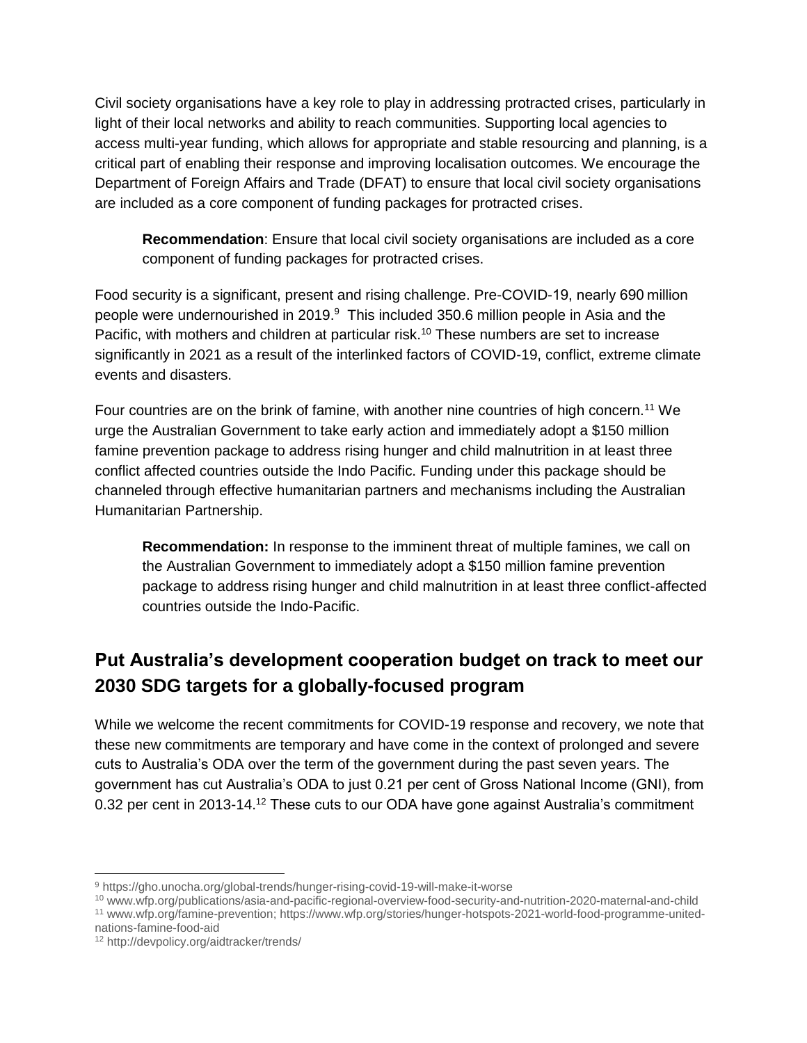Civil society organisations have a key role to play in addressing protracted crises, particularly in light of their local networks and ability to reach communities. Supporting local agencies to access multi-year funding, which allows for appropriate and stable resourcing and planning, is a critical part of enabling their response and improving localisation outcomes. We encourage the Department of Foreign Affairs and Trade (DFAT) to ensure that local civil society organisations are included as a core component of funding packages for protracted crises.

> **Recommendation**: Ensure that local civil society organisations are included as a core component of funding packages for protracted crises.

Food security is a significant, present and rising challenge. Pre-COVID-19, nearly 690 million people were undernourished in 2019.[9] This included 350.6 million people in Asia and the Pacific, with mothers and children at particular risk.[10] These numbers are set to increase significantly in 2021 as a result of the interlinked factors of COVID-19, conflict, extreme climate events and disasters.

Four countries are on the brink of famine, with another nine countries of high concern.[11] We urge the Australian Government to take early action and immediately adopt a $150 million famine prevention package to address rising hunger and child malnutrition in at least three conflict affected countries outside the Indo Pacific. Funding under this package should be channeled through effective humanitarian partners and mechanisms including the Australian Humanitarian Partnership.

> **Recommendation:** In response to the imminent threat of multiple famines, we call on the Australian Government to immediately adopt a $150 million famine prevention package to address rising hunger and child malnutrition in at least three conflict-affected countries outside the Indo-Pacific.

## Put Australia's development cooperation budget on track to meet our 2030 SDG targets for a globally-focused program

While we welcome the recent commitments for COVID-19 response and recovery, we note that these new commitments are temporary and have come in the context of prolonged and severe cuts to Australia's ODA over the term of the government during the past seven years. The government has cut Australia's ODA to just 0.21 per cent of Gross National Income (GNI), from 0.32 per cent in 2013-14.[12] These cuts to our ODA have gone against Australia's commitment

---

[9] https://gho.unocha.org/global-trends/hunger-rising-covid-19-will-make-it-worse

[10] www.wfp.org/publications/asia-and-pacific-regional-overview-food-security-and-nutrition-2020-maternal-and-child

[11] www.wfp.org/famine-prevention; https://www.wfp.org/stories/hunger-hotspots-2021-world-food-programme-united-nations-famine-food-aid

[12] http://devpolicy.org/aidtracker/trends/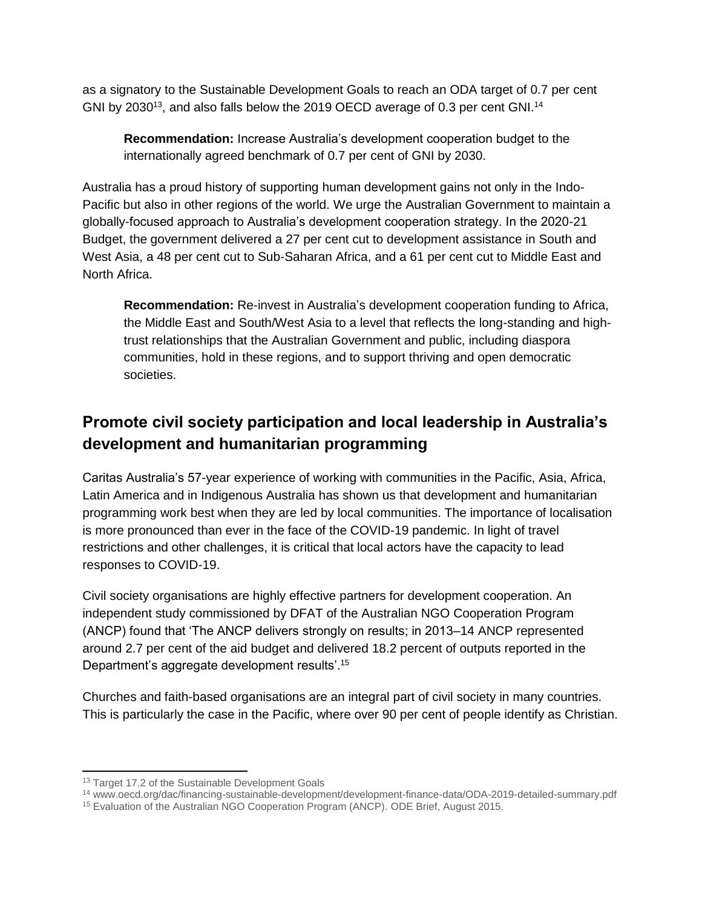as a signatory to the Sustainable Development Goals to reach an ODA target of 0.7 per cent GNI by 2030[13], and also falls below the 2019 OECD average of 0.3 per cent GNI.[14]

> **Recommendation:** Increase Australia's development cooperation budget to the internationally agreed benchmark of 0.7 per cent of GNI by 2030.

Australia has a proud history of supporting human development gains not only in the Indo-Pacific but also in other regions of the world. We urge the Australian Government to maintain a globally-focused approach to Australia's development cooperation strategy. In the 2020-21 Budget, the government delivered a 27 per cent cut to development assistance in South and West Asia, a 48 per cent cut to Sub-Saharan Africa, and a 61 per cent cut to Middle East and North Africa.

> **Recommendation:** Re-invest in Australia's development cooperation funding to Africa, the Middle East and South/West Asia to a level that reflects the long-standing and high-trust relationships that the Australian Government and public, including diaspora communities, hold in these regions, and to support thriving and open democratic societies.

## Promote civil society participation and local leadership in Australia's development and humanitarian programming

Caritas Australia's 57-year experience of working with communities in the Pacific, Asia, Africa, Latin America and in Indigenous Australia has shown us that development and humanitarian programming work best when they are led by local communities. The importance of localisation is more pronounced than ever in the face of the COVID-19 pandemic. In light of travel restrictions and other challenges, it is critical that local actors have the capacity to lead responses to COVID-19.

Civil society organisations are highly effective partners for development cooperation. An independent study commissioned by DFAT of the Australian NGO Cooperation Program (ANCP) found that 'The ANCP delivers strongly on results; in 2013–14 ANCP represented around 2.7 per cent of the aid budget and delivered 18.2 percent of outputs reported in the Department's aggregate development results'.[15]

Churches and faith-based organisations are an integral part of civil society in many countries. This is particularly the case in the Pacific, where over 90 per cent of people identify as Christian.

---

[13] Target 17.2 of the Sustainable Development Goals

[14] www.oecd.org/dac/financing-sustainable-development/development-finance-data/ODA-2019-detailed-summary.pdf

[15] Evaluation of the Australian NGO Cooperation Program (ANCP). ODE Brief, August 2015.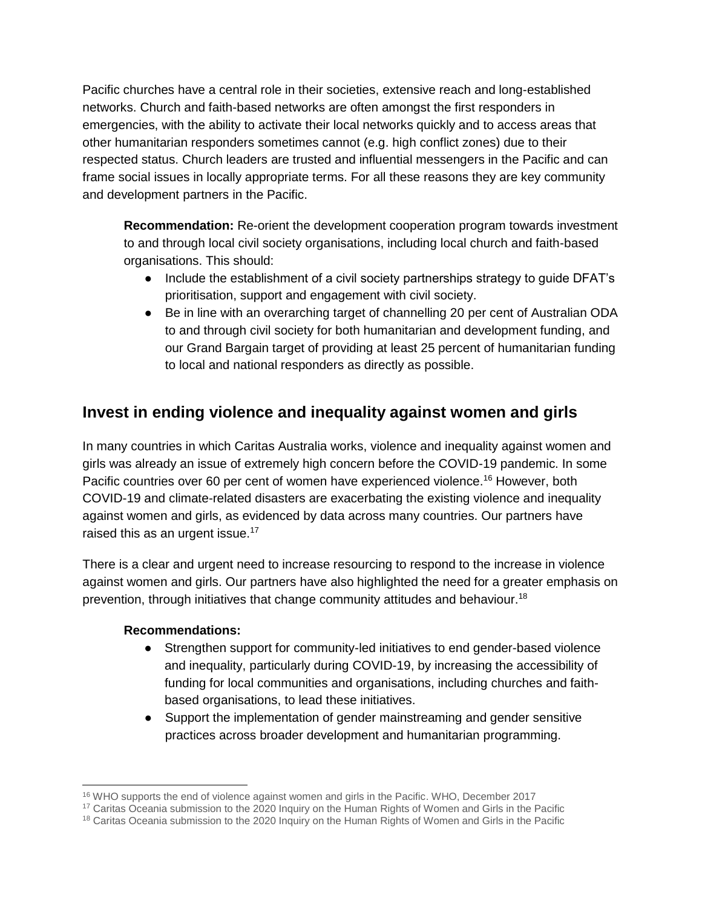Pacific churches have a central role in their societies, extensive reach and long-established networks. Church and faith-based networks are often amongst the first responders in emergencies, with the ability to activate their local networks quickly and to access areas that other humanitarian responders sometimes cannot (e.g. high conflict zones) due to their respected status. Church leaders are trusted and influential messengers in the Pacific and can frame social issues in locally appropriate terms. For all these reasons they are key community and development partners in the Pacific.

> **Recommendation:** Re-orient the development cooperation program towards investment to and through local civil society organisations, including local church and faith-based organisations. This should:
>
> - Include the establishment of a civil society partnerships strategy to guide DFAT's prioritisation, support and engagement with civil society.
> - Be in line with an overarching target of channelling 20 per cent of Australian ODA to and through civil society for both humanitarian and development funding, and our Grand Bargain target of providing at least 25 percent of humanitarian funding to local and national responders as directly as possible.

## Invest in ending violence and inequality against women and girls

In many countries in which Caritas Australia works, violence and inequality against women and girls was already an issue of extremely high concern before the COVID-19 pandemic. In some Pacific countries over 60 per cent of women have experienced violence.[16] However, both COVID-19 and climate-related disasters are exacerbating the existing violence and inequality against women and girls, as evidenced by data across many countries. Our partners have raised this as an urgent issue.[17]

There is a clear and urgent need to increase resourcing to respond to the increase in violence against women and girls. Our partners have also highlighted the need for a greater emphasis on prevention, through initiatives that change community attitudes and behaviour.[18]

> **Recommendations:**
>
> - Strengthen support for community-led initiatives to end gender-based violence and inequality, particularly during COVID-19, by increasing the accessibility of funding for local communities and organisations, including churches and faith-based organisations, to lead these initiatives.
> - Support the implementation of gender mainstreaming and gender sensitive practices across broader development and humanitarian programming.

---

[16] WHO supports the end of violence against women and girls in the Pacific. WHO, December 2017

[17] Caritas Oceania submission to the 2020 Inquiry on the Human Rights of Women and Girls in the Pacific

[18] Caritas Oceania submission to the 2020 Inquiry on the Human Rights of Women and Girls in the Pacific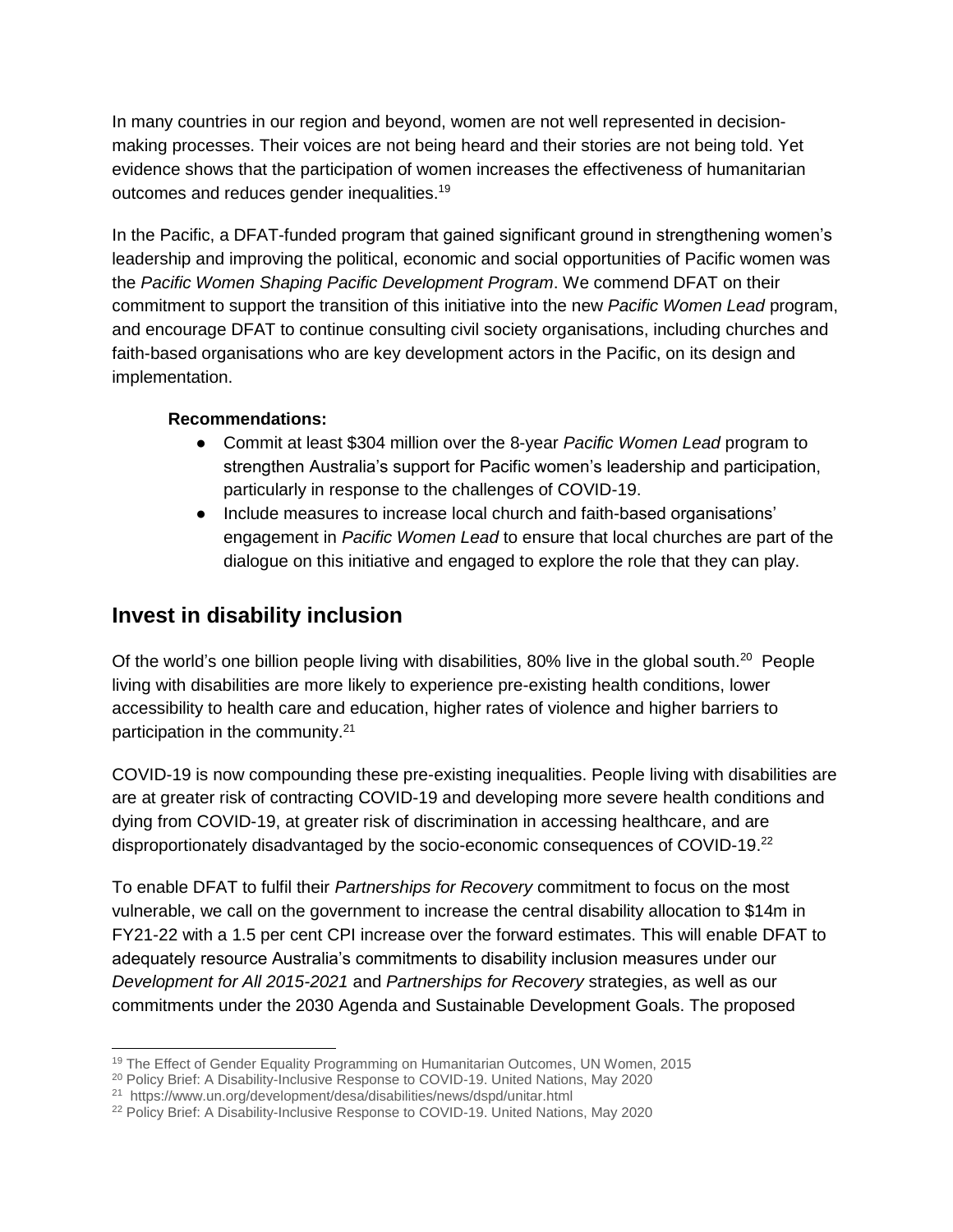In many countries in our region and beyond, women are not well represented in decision-making processes. Their voices are not being heard and their stories are not being told. Yet evidence shows that the participation of women increases the effectiveness of humanitarian outcomes and reduces gender inequalities.[19]

In the Pacific, a DFAT-funded program that gained significant ground in strengthening women's leadership and improving the political, economic and social opportunities of Pacific women was the *Pacific Women Shaping Pacific Development Program*. We commend DFAT on their commitment to support the transition of this initiative into the new *Pacific Women Lead* program, and encourage DFAT to continue consulting civil society organisations, including churches and faith-based organisations who are key development actors in the Pacific, on its design and implementation.

**Recommendations:**

- Commit at least $304 million over the 8-year *Pacific Women Lead* program to strengthen Australia's support for Pacific women's leadership and participation, particularly in response to the challenges of COVID-19.
- Include measures to increase local church and faith-based organisations' engagement in *Pacific Women Lead* to ensure that local churches are part of the dialogue on this initiative and engaged to explore the role that they can play.

## Invest in disability inclusion

Of the world's one billion people living with disabilities, 80% live in the global south.[20] People living with disabilities are more likely to experience pre-existing health conditions, lower accessibility to health care and education, higher rates of violence and higher barriers to participation in the community.[21]

COVID-19 is now compounding these pre-existing inequalities. People living with disabilities are are at greater risk of contracting COVID-19 and developing more severe health conditions and dying from COVID-19, at greater risk of discrimination in accessing healthcare, and are disproportionately disadvantaged by the socio-economic consequences of COVID-19.[22]

To enable DFAT to fulfil their *Partnerships for Recovery* commitment to focus on the most vulnerable, we call on the government to increase the central disability allocation to $14m in FY21-22 with a 1.5 per cent CPI increase over the forward estimates. This will enable DFAT to adequately resource Australia's commitments to disability inclusion measures under our *Development for All 2015-2021* and *Partnerships for Recovery* strategies, as well as our commitments under the 2030 Agenda and Sustainable Development Goals. The proposed

---

[19] The Effect of Gender Equality Programming on Humanitarian Outcomes, UN Women, 2015

[20] Policy Brief: A Disability-Inclusive Response to COVID-19. United Nations, May 2020

[21] https://www.un.org/development/desa/disabilities/news/dspd/unitar.html

[22] Policy Brief: A Disability-Inclusive Response to COVID-19. United Nations, May 2020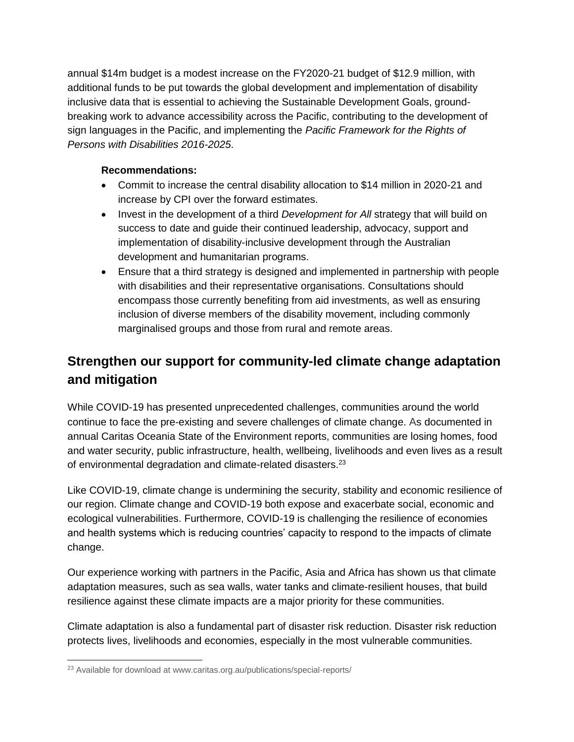annual $14m budget is a modest increase on the FY2020-21 budget of $12.9 million, with additional funds to be put towards the global development and implementation of disability inclusive data that is essential to achieving the Sustainable Development Goals, ground-breaking work to advance accessibility across the Pacific, contributing to the development of sign languages in the Pacific, and implementing the *Pacific Framework for the Rights of Persons with Disabilities 2016-2025*.

**Recommendations:**

- Commit to increase the central disability allocation to $14 million in 2020-21 and increase by CPI over the forward estimates.
- Invest in the development of a third *Development for All* strategy that will build on success to date and guide their continued leadership, advocacy, support and implementation of disability-inclusive development through the Australian development and humanitarian programs.
- Ensure that a third strategy is designed and implemented in partnership with people with disabilities and their representative organisations. Consultations should encompass those currently benefiting from aid investments, as well as ensuring inclusion of diverse members of the disability movement, including commonly marginalised groups and those from rural and remote areas.

## Strengthen our support for community-led climate change adaptation and mitigation

While COVID-19 has presented unprecedented challenges, communities around the world continue to face the pre-existing and severe challenges of climate change. As documented in annual Caritas Oceania State of the Environment reports, communities are losing homes, food and water security, public infrastructure, health, wellbeing, livelihoods and even lives as a result of environmental degradation and climate-related disasters.[23]

Like COVID-19, climate change is undermining the security, stability and economic resilience of our region. Climate change and COVID-19 both expose and exacerbate social, economic and ecological vulnerabilities. Furthermore, COVID-19 is challenging the resilience of economies and health systems which is reducing countries' capacity to respond to the impacts of climate change.

Our experience working with partners in the Pacific, Asia and Africa has shown us that climate adaptation measures, such as sea walls, water tanks and climate-resilient houses, that build resilience against these climate impacts are a major priority for these communities.

Climate adaptation is also a fundamental part of disaster risk reduction. Disaster risk reduction protects lives, livelihoods and economies, especially in the most vulnerable communities.

[23] Available for download at www.caritas.org.au/publications/special-reports/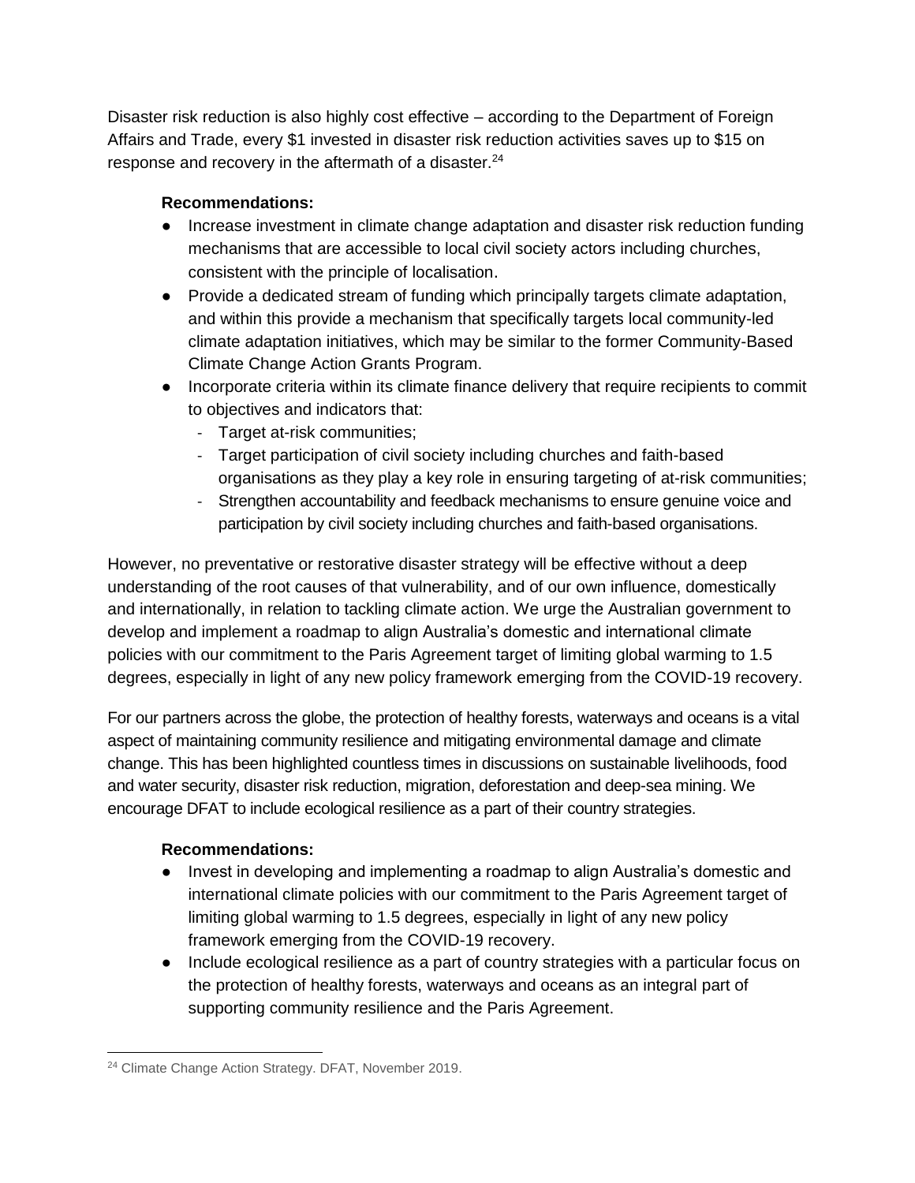Disaster risk reduction is also highly cost effective – according to the Department of Foreign Affairs and Trade, every $1 invested in disaster risk reduction activities saves up to $15 on response and recovery in the aftermath of a disaster.[24]

**Recommendations:**

- Increase investment in climate change adaptation and disaster risk reduction funding mechanisms that are accessible to local civil society actors including churches, consistent with the principle of localisation.
- Provide a dedicated stream of funding which principally targets climate adaptation, and within this provide a mechanism that specifically targets local community-led climate adaptation initiatives, which may be similar to the former Community-Based Climate Change Action Grants Program.
- Incorporate criteria within its climate finance delivery that require recipients to commit to objectives and indicators that:
  - Target at-risk communities;
  - Target participation of civil society including churches and faith-based organisations as they play a key role in ensuring targeting of at-risk communities;
  - Strengthen accountability and feedback mechanisms to ensure genuine voice and participation by civil society including churches and faith-based organisations.

However, no preventative or restorative disaster strategy will be effective without a deep understanding of the root causes of that vulnerability, and of our own influence, domestically and internationally, in relation to tackling climate action. We urge the Australian government to develop and implement a roadmap to align Australia's domestic and international climate policies with our commitment to the Paris Agreement target of limiting global warming to 1.5 degrees, especially in light of any new policy framework emerging from the COVID-19 recovery.

For our partners across the globe, the protection of healthy forests, waterways and oceans is a vital aspect of maintaining community resilience and mitigating environmental damage and climate change. This has been highlighted countless times in discussions on sustainable livelihoods, food and water security, disaster risk reduction, migration, deforestation and deep-sea mining. We encourage DFAT to include ecological resilience as a part of their country strategies.

**Recommendations:**

- Invest in developing and implementing a roadmap to align Australia's domestic and international climate policies with our commitment to the Paris Agreement target of limiting global warming to 1.5 degrees, especially in light of any new policy framework emerging from the COVID-19 recovery.
- Include ecological resilience as a part of country strategies with a particular focus on the protection of healthy forests, waterways and oceans as an integral part of supporting community resilience and the Paris Agreement.

[24] Climate Change Action Strategy. DFAT, November 2019.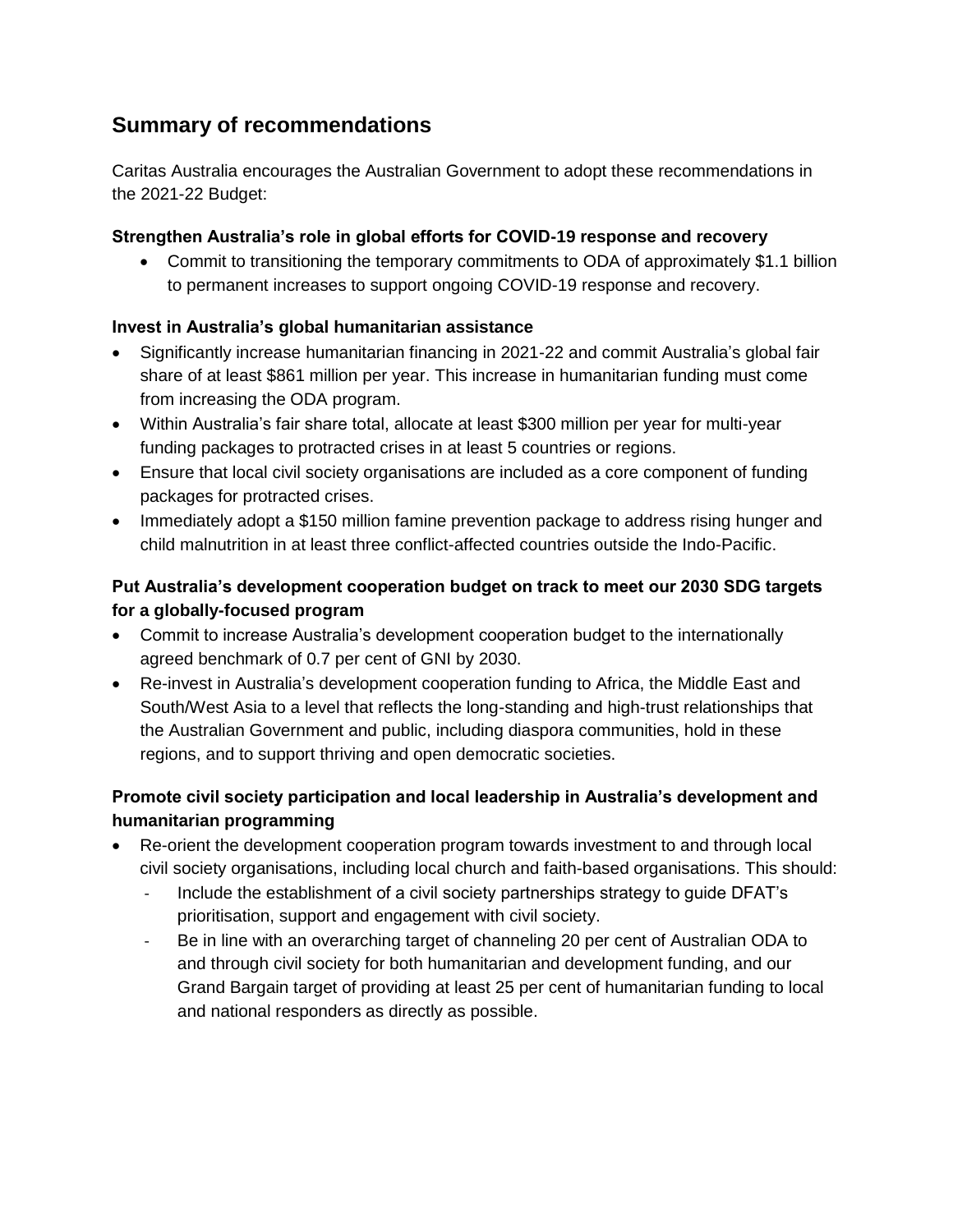## Summary of recommendations

Caritas Australia encourages the Australian Government to adopt these recommendations in the 2021-22 Budget:

### Strengthen Australia's role in global efforts for COVID-19 response and recovery

- Commit to transitioning the temporary commitments to ODA of approximately $1.1 billion to permanent increases to support ongoing COVID-19 response and recovery.

### Invest in Australia's global humanitarian assistance

- Significantly increase humanitarian financing in 2021-22 and commit Australia's global fair share of at least $861 million per year. This increase in humanitarian funding must come from increasing the ODA program.
- Within Australia's fair share total, allocate at least $300 million per year for multi-year funding packages to protracted crises in at least 5 countries or regions.
- Ensure that local civil society organisations are included as a core component of funding packages for protracted crises.
- Immediately adopt a $150 million famine prevention package to address rising hunger and child malnutrition in at least three conflict-affected countries outside the Indo-Pacific.

### Put Australia's development cooperation budget on track to meet our 2030 SDG targets for a globally-focused program

- Commit to increase Australia's development cooperation budget to the internationally agreed benchmark of 0.7 per cent of GNI by 2030.
- Re-invest in Australia's development cooperation funding to Africa, the Middle East and South/West Asia to a level that reflects the long-standing and high-trust relationships that the Australian Government and public, including diaspora communities, hold in these regions, and to support thriving and open democratic societies.

### Promote civil society participation and local leadership in Australia's development and humanitarian programming

- Re-orient the development cooperation program towards investment to and through local civil society organisations, including local church and faith-based organisations. This should:
  - Include the establishment of a civil society partnerships strategy to guide DFAT's prioritisation, support and engagement with civil society.
  - Be in line with an overarching target of channeling 20 per cent of Australian ODA to and through civil society for both humanitarian and development funding, and our Grand Bargain target of providing at least 25 per cent of humanitarian funding to local and national responders as directly as possible.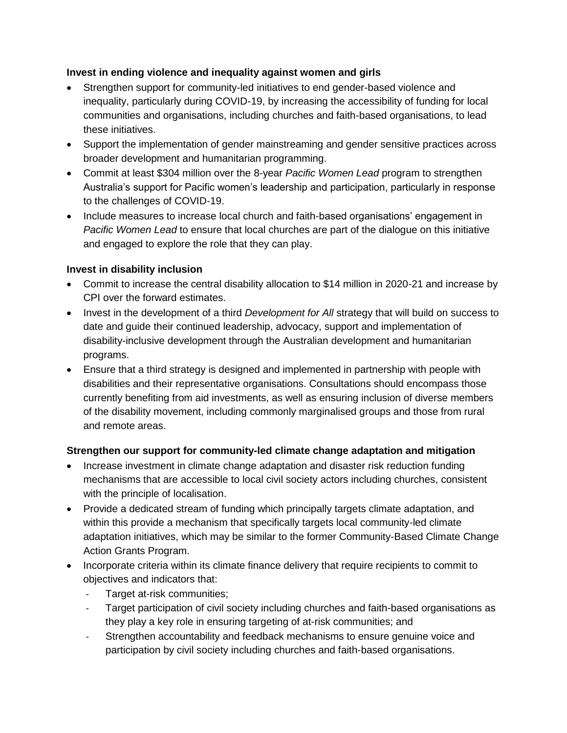**Invest in ending violence and inequality against women and girls**

- Strengthen support for community-led initiatives to end gender-based violence and inequality, particularly during COVID-19, by increasing the accessibility of funding for local communities and organisations, including churches and faith-based organisations, to lead these initiatives.
- Support the implementation of gender mainstreaming and gender sensitive practices across broader development and humanitarian programming.
- Commit at least $304 million over the 8-year *Pacific Women Lead* program to strengthen Australia's support for Pacific women's leadership and participation, particularly in response to the challenges of COVID-19.
- Include measures to increase local church and faith-based organisations' engagement in *Pacific Women Lead* to ensure that local churches are part of the dialogue on this initiative and engaged to explore the role that they can play.

**Invest in disability inclusion**

- Commit to increase the central disability allocation to $14 million in 2020-21 and increase by CPI over the forward estimates.
- Invest in the development of a third *Development for All* strategy that will build on success to date and guide their continued leadership, advocacy, support and implementation of disability-inclusive development through the Australian development and humanitarian programs.
- Ensure that a third strategy is designed and implemented in partnership with people with disabilities and their representative organisations. Consultations should encompass those currently benefiting from aid investments, as well as ensuring inclusion of diverse members of the disability movement, including commonly marginalised groups and those from rural and remote areas.

**Strengthen our support for community-led climate change adaptation and mitigation**

- Increase investment in climate change adaptation and disaster risk reduction funding mechanisms that are accessible to local civil society actors including churches, consistent with the principle of localisation.
- Provide a dedicated stream of funding which principally targets climate adaptation, and within this provide a mechanism that specifically targets local community-led climate adaptation initiatives, which may be similar to the former Community-Based Climate Change Action Grants Program.
- Incorporate criteria within its climate finance delivery that require recipients to commit to objectives and indicators that:
  - Target at-risk communities;
  - Target participation of civil society including churches and faith-based organisations as they play a key role in ensuring targeting of at-risk communities; and
  - Strengthen accountability and feedback mechanisms to ensure genuine voice and participation by civil society including churches and faith-based organisations.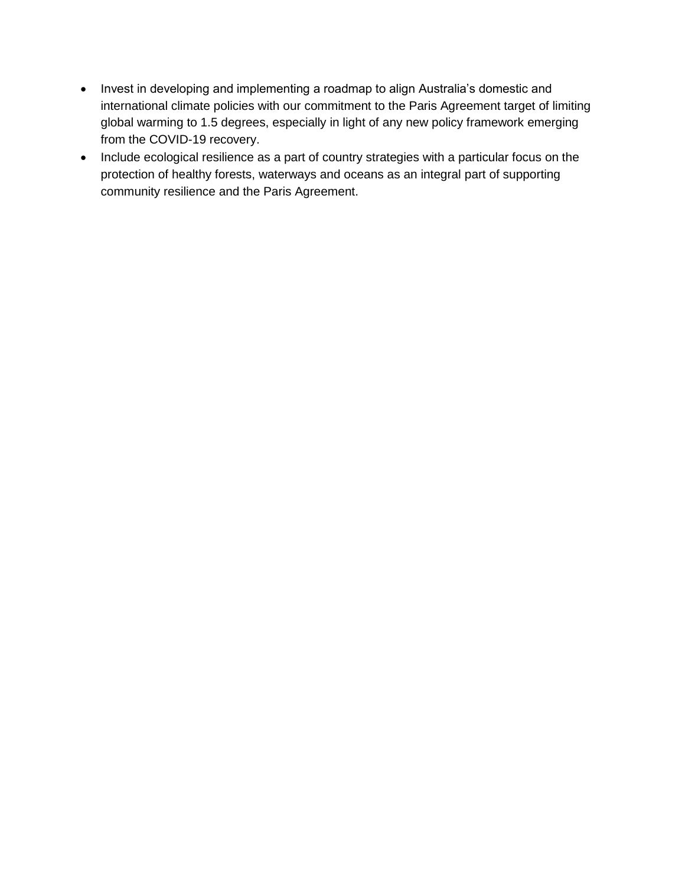- Invest in developing and implementing a roadmap to align Australia's domestic and international climate policies with our commitment to the Paris Agreement target of limiting global warming to 1.5 degrees, especially in light of any new policy framework emerging from the COVID-19 recovery.
- Include ecological resilience as a part of country strategies with a particular focus on the protection of healthy forests, waterways and oceans as an integral part of supporting community resilience and the Paris Agreement.